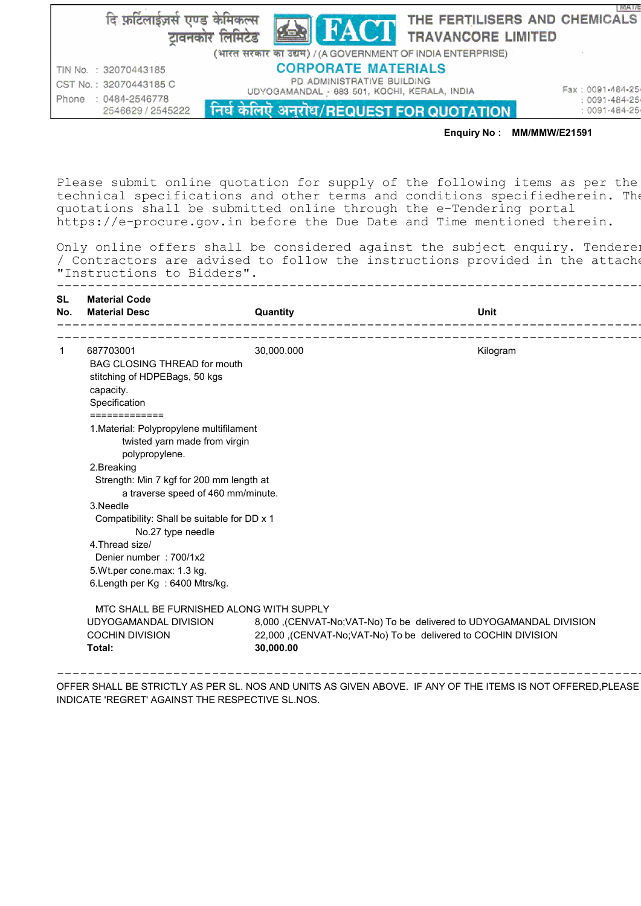दि फ़र्टिलाईज़र्स एण्ड केमिकल्स ट्रावनकोर लिमिटेड

# FACT THE FERTILISERS AND CHEMICALS TRAVANCORE LIMITED

(भारत सरकार का उद्यम) / (A GOVERNMENT OF INDIA ENTERPRISE)

## CORPORATE MATERIALS

PD ADMINISTRATIVE BUILDING
UDYOGAMANDAL - 683 501, KOCHI, KERALA, INDIA

TIN No. : 32070443185
CST No. : 32070443185 C
Phone : 0484-2546778
2546629 / 2545222

Fax : 0091-484-254
: 0091-484-254
: 0091-484-254

## निर्घ केलिऐ अनुरोध/REQUEST FOR QUOTATION

**Enquiry No : MM/MMW/E21591**

Please submit online quotation for supply of the following items as per the technical specifications and other terms and conditions specifiedherein. The quotations shall be submitted online through the e-Tendering portal https://e-procure.gov.in before the Due Date and Time mentioned therein.

Only online offers shall be considered against the subject enquiry. Tenderer / Contractors are advised to follow the instructions provided in the attache "Instructions to Bidders".

| SL No. | Material Code / Material Desc | Quantity | Unit |
|---|---|---|---|
| 1 | 687703001 | 30,000.000 | Kilogram |

BAG CLOSING THREAD for mouth stitching of HDPEBags, 50 kgs capacity.
Specification
=============

1. Material: Polypropylene multifilament twisted yarn made from virgin polypropylene.
2. Breaking Strength: Min 7 kgf for 200 mm length at a traverse speed of 460 mm/minute.
3. Needle Compatibility: Shall be suitable for DD x 1 No.27 type needle
4. Thread size/ Denier number : 700/1x2
5. Wt.per cone.max: 1.3 kg.
6. Length per Kg : 6400 Mtrs/kg.

MTC SHALL BE FURNISHED ALONG WITH SUPPLY

| | |
|---|---|
| UDYOGAMANDAL DIVISION | 8,000 ,(CENVAT-No;VAT-No) To be delivered to UDYOGAMANDAL DIVISION |
| COCHIN DIVISION | 22,000 ,(CENVAT-No;VAT-No) To be delivered to COCHIN DIVISION |
| **Total:** | **30,000.00** |

OFFER SHALL BE STRICTLY AS PER SL. NOS AND UNITS AS GIVEN ABOVE. IF ANY OF THE ITEMS IS NOT OFFERED,PLEASE INDICATE 'REGRET' AGAINST THE RESPECTIVE SL.NOS.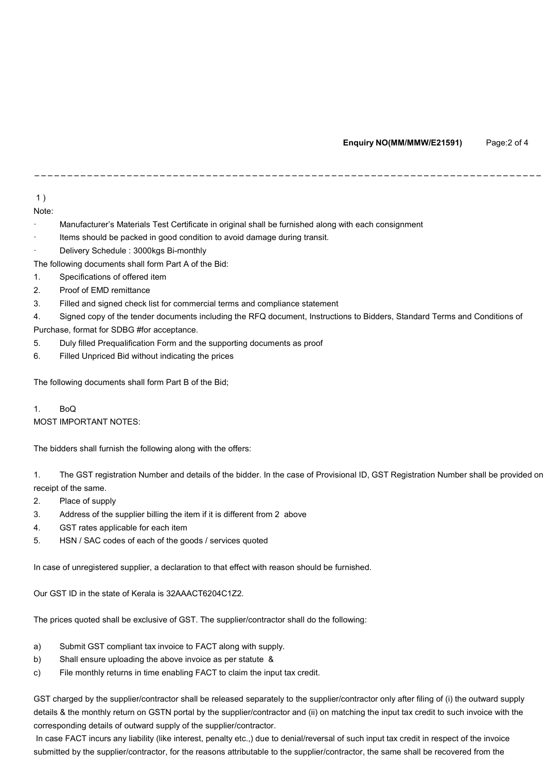1 )

Note:

- Manufacturer's Materials Test Certificate in original shall be furnished along with each consignment
- Items should be packed in good condition to avoid damage during transit.
- Delivery Schedule : 3000kgs Bi-monthly

The following documents shall form Part A of the Bid:

1. Specifications of offered item
2. Proof of EMD remittance
3. Filled and signed check list for commercial terms and compliance statement
4. Signed copy of the tender documents including the RFQ document, Instructions to Bidders, Standard Terms and Conditions of Purchase, format for SDBG #for acceptance.
5. Duly filled Prequalification Form and the supporting documents as proof
6. Filled Unpriced Bid without indicating the prices

The following documents shall form Part B of the Bid;

1. BoQ

MOST IMPORTANT NOTES:

The bidders shall furnish the following along with the offers:

1. The GST registration Number and details of the bidder. In the case of Provisional ID, GST Registration Number shall be provided on receipt of the same.
2. Place of supply
3. Address of the supplier billing the item if it is different from 2 above
4. GST rates applicable for each item
5. HSN / SAC codes of each of the goods / services quoted

In case of unregistered supplier, a declaration to that effect with reason should be furnished.

Our GST ID in the state of Kerala is 32AAACT6204C1Z2.

The prices quoted shall be exclusive of GST. The supplier/contractor shall do the following:

a) Submit GST compliant tax invoice to FACT along with supply.
b) Shall ensure uploading the above invoice as per statute &
c) File monthly returns in time enabling FACT to claim the input tax credit.

GST charged by the supplier/contractor shall be released separately to the supplier/contractor only after filing of (i) the outward supply details & the monthly return on GSTN portal by the supplier/contractor and (ii) on matching the input tax credit to such invoice with the corresponding details of outward supply of the supplier/contractor.

In case FACT incurs any liability (like interest, penalty etc.,) due to denial/reversal of such input tax credit in respect of the invoice submitted by the supplier/contractor, for the reasons attributable to the supplier/contractor, the same shall be recovered from the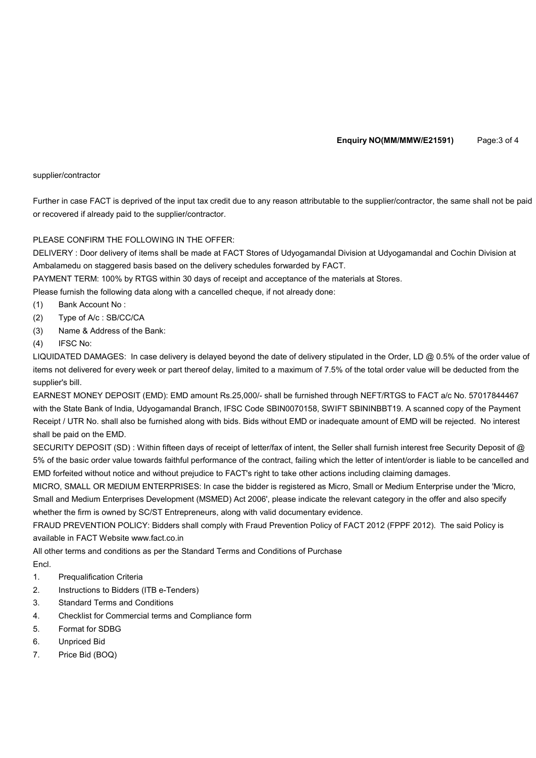supplier/contractor

Further in case FACT is deprived of the input tax credit due to any reason attributable to the supplier/contractor, the same shall not be paid or recovered if already paid to the supplier/contractor.

PLEASE CONFIRM THE FOLLOWING IN THE OFFER:

DELIVERY : Door delivery of items shall be made at FACT Stores of Udyogamandal Division at Udyogamandal and Cochin Division at Ambalamedu on staggered basis based on the delivery schedules forwarded by FACT.

PAYMENT TERM: 100% by RTGS within 30 days of receipt and acceptance of the materials at Stores.

Please furnish the following data along with a cancelled cheque, if not already done:

(1) Bank Account No :

(2) Type of A/c : SB/CC/CA

(3) Name & Address of the Bank:

(4) IFSC No:

LIQUIDATED DAMAGES: In case delivery is delayed beyond the date of delivery stipulated in the Order, LD @ 0.5% of the order value of items not delivered for every week or part thereof delay, limited to a maximum of 7.5% of the total order value will be deducted from the supplier's bill.

EARNEST MONEY DEPOSIT (EMD): EMD amount Rs.25,000/- shall be furnished through NEFT/RTGS to FACT a/c No. 57017844467 with the State Bank of India, Udyogamandal Branch, IFSC Code SBIN0070158, SWIFT SBININBBT19. A scanned copy of the Payment Receipt / UTR No. shall also be furnished along with bids. Bids without EMD or inadequate amount of EMD will be rejected. No interest shall be paid on the EMD.

SECURITY DEPOSIT (SD) : Within fifteen days of receipt of letter/fax of intent, the Seller shall furnish interest free Security Deposit of @ 5% of the basic order value towards faithful performance of the contract, failing which the letter of intent/order is liable to be cancelled and EMD forfeited without notice and without prejudice to FACT's right to take other actions including claiming damages.

MICRO, SMALL OR MEDIUM ENTERPRISES: In case the bidder is registered as Micro, Small or Medium Enterprise under the 'Micro, Small and Medium Enterprises Development (MSMED) Act 2006', please indicate the relevant category in the offer and also specify whether the firm is owned by SC/ST Entrepreneurs, along with valid documentary evidence.

FRAUD PREVENTION POLICY: Bidders shall comply with Fraud Prevention Policy of FACT 2012 (FPPF 2012). The said Policy is available in FACT Website www.fact.co.in

All other terms and conditions as per the Standard Terms and Conditions of Purchase

Encl.

1. Prequalification Criteria
2. Instructions to Bidders (ITB e-Tenders)
3. Standard Terms and Conditions
4. Checklist for Commercial terms and Compliance form
5. Format for SDBG
6. Unpriced Bid
7. Price Bid (BOQ)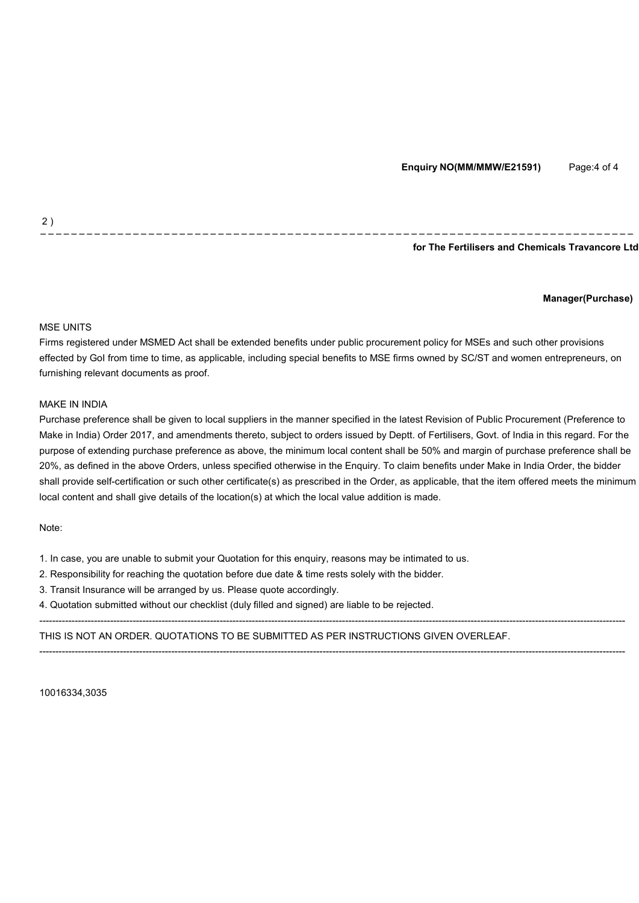2 )

---

**for The Fertilisers and Chemicals Travancore Ltd**

**Manager(Purchase)**

MSE UNITS

Firms registered under MSMED Act shall be extended benefits under public procurement policy for MSEs and such other provisions effected by GoI from time to time, as applicable, including special benefits to MSE firms owned by SC/ST and women entrepreneurs, on furnishing relevant documents as proof.

MAKE IN INDIA

Purchase preference shall be given to local suppliers in the manner specified in the latest Revision of Public Procurement (Preference to Make in India) Order 2017, and amendments thereto, subject to orders issued by Deptt. of Fertilisers, Govt. of India in this regard. For the purpose of extending purchase preference as above, the minimum local content shall be 50% and margin of purchase preference shall be 20%, as defined in the above Orders, unless specified otherwise in the Enquiry. To claim benefits under Make in India Order, the bidder shall provide self-certification or such other certificate(s) as prescribed in the Order, as applicable, that the item offered meets the minimum local content and shall give details of the location(s) at which the local value addition is made.

Note:

1. In case, you are unable to submit your Quotation for this enquiry, reasons may be intimated to us.
2. Responsibility for reaching the quotation before due date & time rests solely with the bidder.
3. Transit Insurance will be arranged by us. Please quote accordingly.
4. Quotation submitted without our checklist (duly filled and signed) are liable to be rejected.

---

THIS IS NOT AN ORDER. QUOTATIONS TO BE SUBMITTED AS PER INSTRUCTIONS GIVEN OVERLEAF.

---

10016334,3035